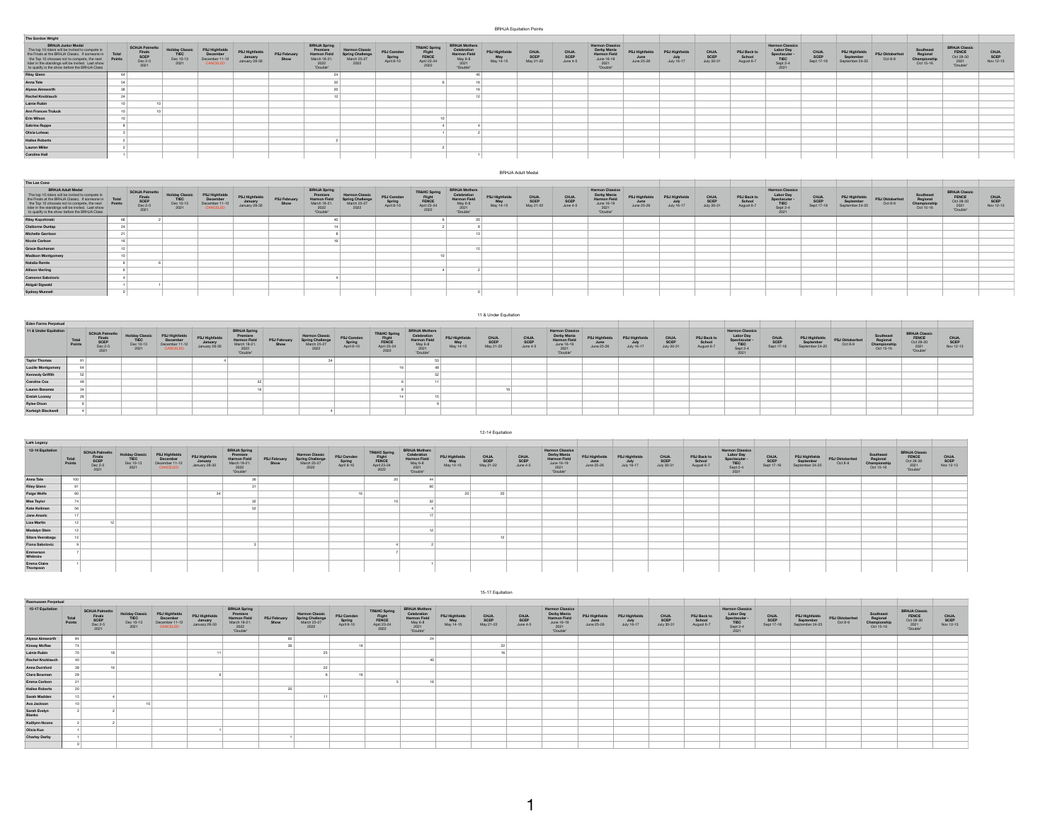## BRHJA Equitation Points

**The Gordon Wright**

| BRHJA Junior Medal The top 10 riders will be invited to compete in the Finals at the BRHJA Classic. If someone in the Top 10 chooses not to compete, the next rider in the standings will be invited. Last show to qualify is the show before the BRHJA Class | Total Points | SCHJA Palmetto Finals SCEP Dec 2-5 2021 | Holiday Classic TIEC Dec 10-13 2021 | PSJ Highfields December December 11-12 CANCELED | PSJ Highfields January January 29-30 | PSJ February Show | BRHJA Spring Premiere Harmon Field March 18-21, 2022 *Double* | Harmon Classic Spring Challenge March 25-27 2022 | PSJ Camden Spring April 8-10 | TR&HC Spring Flight FENCE April 22-24 2022 | BRHJA Mothers Celebration Harmon Field May 6-8 2021 *Double* | PSJ Highfields May May 14-15 | CHJA SCEP May 21-22 | CHJA SCEP June 4-5 | Harmon Classics Derby Mania Harmon Field June 16-19 2021 *Double* | PSJ Highfields June June 25-26 | PSJ Highfields July July 16-17 | CHJA SCEP July 30-31 | PSJ Back to School August 6-7 | Harmon Classics Labor Day Spectacular - TIEC Sept 2-4 2021 | CHJA SCEP Sept 17-19 | PSJ Highfields September September 24-25 | PSJ Oktoberfest Oct 8-9 | Southeast Regional Championship Oct 15-16 | BRHJA Classic FENCE Oct 28-30 2021 *Double* | CHJA SCEP Nov 12-13 |
|---|---|---|---|---|---|---|---|---|---|---|---|---|---|---|---|---|---|---|---|---|---|---|---|---|---|---|
| Riley Glenn | 64 | | | | | | 24 | | | | 40 | | | | | | | | | | | | | | | |
| Anna Tate | 54 | | | | | | 32 | | | 6 | 16 | | | | | | | | | | | | | | | |
| Alyssa Ainsworth | 36 | | | | | | 20 | | | | 16 | | | | | | | | | | | | | | | |
| Rachel Knoblauch | 24 | | | | | | 12 | | | | 12 | | | | | | | | | | | | | | | |
| Lainie Rubin | 10 | 10 | | | | | | | | | | | | | | | | | | | | | | | | |
| Ann Frances Truluck | 10 | 10 | | | | | | | | | | | | | | | | | | | | | | | | |
| Erin Wilson | 10 | | | | | | | | | 10 | | | | | | | | | | | | | | | | |
| Sabrina Ruppe | 8 | | | | | | | | | 4 | 4 | | | | | | | | | | | | | | | |
| Olivia Lohrac | 3 | | | | | | | | | 1 | 2 | | | | | | | | | | | | | | | |
| Hailee Roberts | 2 | | | | | | 2 | | | | | | | | | | | | | | | | | | | |
| Lauren Miller | 2 | | | | | | | | | 2 | | | | | | | | | | | | | | | | |
| Caroline Hall | 1 | | | | | | | | | | 1 | | | | | | | | | | | | | | | |

## BRHJA Adult Medal

**The Lee Cone**

| BRHJA Adult Medal The top 10 riders will be invited to compete in the Finals at the BRHJA Classic. If someone in the Top 10 chooses not to compete, the next rider in the standings will be invited. Last show to qualify is the show before the BRHJA Class | Total Points | SCHJA Palmetto Finals SCEP Dec 2-5 2021 | Holiday Classic TIEC Dec 10-13 2021 | PSJ Highfields December December 11-12 CANCELED | PSJ Highfields January January 29-30 | PSJ February Show | BRHJA Spring Premiere Harmon Field March 18-21, 2022 *Double* | Harmon Classic Spring Challenge March 25-27 2022 | PSJ Camden Spring April 8-10 | TR&HC Spring Flight FENCE April 22-24 2022 | BRHJA Mothers Celebration Harmon Field May 6-8 2021 *Double* | PSJ Highfields May May 14-15 | CHJA SCEP May 21-22 | CHJA SCEP June 4-5 | Harmon Classics Derby Mania Harmon Field June 16-19 2021 *Double* | PSJ Highfields June June 25-26 | PSJ Highfields July July 16-17 | CHJA SCEP July 30-31 | PSJ Back to School August 6-7 | Harmon Classics Labor Day Spectacular - TIEC Sept 2-4 2021 | CHJA SCEP Sept 17-19 | PSJ Highfields September September 24-25 | PSJ Oktoberfest Oct 8-9 | Southeast Regional Championship Oct 15-16 | BRHJA Classic FENCE Oct 28-30 2021 *Double* | CHJA SCEP Nov 12-13 |
|---|---|---|---|---|---|---|---|---|---|---|---|---|---|---|---|---|---|---|---|---|---|---|---|---|---|---|
| Riley Kopchinski | 68 | 2 | | | | | 40 | | | 6 | 20 | | | | | | | | | | | | | | | |
| Claiborne Dunlap | 24 | | | | | | 14 | | | 2 | 8 | | | | | | | | | | | | | | | |
| Michelle Garrison | 21 | | | | | | 8 | | | | 13 | | | | | | | | | | | | | | | |
| Nicole Carlson | 16 | | | | | | 16 | | | | | | | | | | | | | | | | | | | |
| Grace Buchanan | 12 | | | | | | | | | | 12 | | | | | | | | | | | | | | | |
| Madison Montgomery | 10 | | | | | | | | | 10 | | | | | | | | | | | | | | | | |
| Natalia Remis | 6 | 6 | | | | | | | | | | | | | | | | | | | | | | | | |
| Allison Vierling | 6 | | | | | | | | | 4 | 2 | | | | | | | | | | | | | | | |
| Cameron Sabolovic | 4 | | | | | | 4 | | | | | | | | | | | | | | | | | | | |
| Abigail Sigwald | 1 | 1 | | | | | | | | | | | | | | | | | | | | | | | | |
| Sydney Munnell | 0 | | | | | | | | | | 0 | | | | | | | | | | | | | | | |

## 11 & Under Equitation

**Eden Farms Perpetual**

| 11 & Under Equitation | Total Points | SCHJA Palmetto Finals SCEP Dec 2-5 2021 | Holiday Classic TIEC Dec 10-13 2021 | PSJ Highfields December December 11-12 CANCELED | PSJ Highfields January January 29-30 | BRHJA Spring Premiere Harmon Field March 18-21, 2022 *Double* | PSJ February Show | Harmon Classic Spring Challenge March 25-27 2022 | PSJ Camden Spring April 8-10 | TR&HC Spring Flight FENCE April 22-24 2022 | BRHJA Mothers Celebration Harmon Field May 6-8 2021 *Double* | PSJ Highfields May May 14-15 | CHJA SCEP May 21-22 | CHJA SCEP June 4-5 | Harmon Classics Derby Mania Harmon Field June 16-19 2021 *Double* | PSJ Highfields June June 25-26 | PSJ Highfields July July 16-17 | CHJA SCEP July 30-31 | PSJ Back to School August 6-7 | Harmon Classics Labor Day Spectacular - TIEC Sept 2-4 2021 | CHJA SCEP Sept 17-19 | PSJ Highfields September September 24-25 | PSJ Oktoberfest Oct 8-9 | Southeast Regional Championship Oct 15-16 | BRHJA Classic FENCE Oct 28-30 2021 *Double* | CHJA SCEP Nov 12-13 |
|---|---|---|---|---|---|---|---|---|---|---|---|---|---|---|---|---|---|---|---|---|---|---|---|---|---|---|
| Taylor Thomas | 91 | | | | 4 | | | 24 | | | 53 | | | | | | | | | | | | | | | |
| Lucille Montgomery | 64 | | | | | | | | | 16 | 48 | | | | | | | | | | | | | | | |
| Kennedy Griffith | 52 | | | | | | | | | | 52 | | | | | | | | | | | | | | | |
| Caroline Cox | 49 | | | | | 32 | | | | 6 | 11 | | | | | | | | | | | | | | | |
| Lauren Basanez | 34 | | | | | 16 | | | | 8 | | | 10 | | | | | | | | | | | | | |
| Emiah Looney | 29 | | | | | | | | | 14 | 15 | | | | | | | | | | | | | | | |
| Rylee Dixon | 9 | | | | | | | | | | 9 | | | | | | | | | | | | | | | |
| Karleigh Blackwell | 4 | | | | | | | 4 | | | | | | | | | | | | | | | | | | |

## 12-14 Equitation

**Lark Legacy**

| 12-14 Equitation | Total Points | SCHJA Palmetto Finals SCEP Dec 2-5 2021 | Holiday Classic TIEC Dec 10-13 2021 | PSJ Highfields December December 11-12 CANCELED | PSJ Highfields January January 29-30 | BRHJA Spring Premiere Harmon Field March 18-21, 2022 *Double* | PSJ February Show | Harmon Classic Spring Challenge March 25-27 2022 | PSJ Camden Spring April 8-10 | TR&HC Spring Flight FENCE April 22-24 2022 | BRHJA Mothers Celebration Harmon Field May 6-8 2021 *Double* | PSJ Highfields May May 14-15 | CHJA SCEP May 21-22 | CHJA SCEP June 4-5 | Harmon Classics Derby Mania Harmon Field June 16-19 2021 *Double* | PSJ Highfields June June 25-26 | PSJ Highfields July July 16-17 | CHJA SCEP July 30-31 | PSJ Back to School August 6-7 | Harmon Classics Labor Day Spectacular - TIEC Sept 2-4 2021 | CHJA SCEP Sept 17-19 | PSJ Highfields September September 24-25 | PSJ Oktoberfest Oct 8-9 | Southeast Regional Championship Oct 15-16 | BRHJA Classic FENCE Oct 28-30 2021 *Double* | CHJA SCEP Nov 12-13 |
|---|---|---|---|---|---|---|---|---|---|---|---|---|---|---|---|---|---|---|---|---|---|---|---|---|---|---|
| Anna Tate | 100 | | | | | 36 | | | | 20 | 44 | | | | | | | | | | | | | | | |
| Riley Glenn | 91 | | | | | 31 | | | | | 60 | | | | | | | | | | | | | | | |
| Paige Wolfe | 90 | | | | 34 | | | | 16 | | | 20 | 20 | | | | | | | | | | | | | |
| Mae Taylor | 74 | | | | | 32 | | | | 10 | 32 | | | | | | | | | | | | | | | |
| Kate Kellman | 56 | | | | | 52 | | | | | 4 | | | | | | | | | | | | | | | |
| Jane Arpeic | 17 | | | | | | | | | | 17 | | | | | | | | | | | | | | | |
| Liza Martin | 12 | 12 | | | | | | | | | | | | | | | | | | | | | | | | |
| Madelyn Stein | 12 | | | | | | | | | | 12 | | | | | | | | | | | | | | | |
| Sitara Veerabagu | 12 | | | | | | | | | | | | 12 | | | | | | | | | | | | | |
| Fiona Sabolovic | 9 | | | | | 3 | | | | 4 | 2 | | | | | | | | | | | | | | | |
| Emmerson Whitmire | 7 | | | | | | | | | 7 | | | | | | | | | | | | | | | | |
| Emma-Claire Thompson | 1 | | | | | | | | | | 1 | | | | | | | | | | | | | | | |

## 15-17 Equitation

**Rasmussen Perpetual**

| 15-17 Equitation | Total Points | SCHJA Palmetto Finals SCEP Dec 2-5 2021 | Holiday Classic TIEC Dec 10-13 2021 | PSJ Highfields December December 11-12 CANCELED | PSJ Highfields January January 29-30 | BRHJA Spring Premiere Harmon Field March 18-21, 2022 *Double* | PSJ February Show | Harmon Classic Spring Challenge March 25-27 2022 | PSJ Camden Spring April 8-10 | TR&HC Spring Flight FENCE April 22-24 2022 | BRHJA Mothers Celebration Harmon Field May 6-8 2021 *Double* | PSJ Highfields May May 14-15 | CHJA SCEP May 21-22 | CHJA SCEP June 4-5 | Harmon Classics Derby Mania Harmon Field June 16-19 2021 *Double* | PSJ Highfields June June 25-26 | PSJ Highfields July July 16-17 | CHJA SCEP July 30-31 | PSJ Back to School August 6-7 | Harmon Classics Labor Day Spectacular - TIEC Sept 2-4 2021 | CHJA SCEP Sept 17-19 | PSJ Highfields September September 24-25 | PSJ Oktoberfest Oct 8-9 | Southeast Regional Championship Oct 15-16 | BRHJA Classic FENCE Oct 28-30 2021 *Double* | CHJA SCEP Nov 12-13 |
|---|---|---|---|---|---|---|---|---|---|---|---|---|---|---|---|---|---|---|---|---|---|---|---|---|---|---|
| Alyssa Ainsworth | 84 | | | | | | 60 | | | | 24 | | | | | | | | | | | | | | | |
| Kinsey McRee | 74 | | | | | | 36 | | 16 | | | | 22 | | | | | | | | | | | | | |
| Lainie Rubin | 70 | 18 | | | 11 | | | 25 | | | | | 16 | | | | | | | | | | | | | |
| Rachel Knoblauch | 40 | | | | | | | | | | 40 | | | | | | | | | | | | | | | |
| Anna Dumford | 38 | 16 | | | | | | 22 | | | | | | | | | | | | | | | | | | |
| Clara Bowman | 28 | | | | 6 | | | 6 | 16 | | | | | | | | | | | | | | | | | |
| Emma Carlson | 21 | | | | | | | | | 5 | 16 | | | | | | | | | | | | | | | |
| Hailee Roberts | 20 | | | | | | 20 | | | | | | | | | | | | | | | | | | | |
| Sarah Madden | 15 | 4 | | | | | | 11 | | | | | | | | | | | | | | | | | | |
| Ava Jackson | 10 | | 10 | | | | | | | | | | | | | | | | | | | | | | | |
| Sarah Evelyn Blanks | 2 | 2 | | | | | | | | | | | | | | | | | | | | | | | | |
| Kaitlynn Noone | 2 | 2 | | | | | | | | | | | | | | | | | | | | | | | | |
| Olivia Kuo | 1 | | | | 1 | | | | | | | | | | | | | | | | | | | | | |
| Charley Darby | 1 | | | | | | 1 | | | | | | | | | | | | | | | | | | | |
| | 0 | | | | | | | | | | | | | | | | | | | | | | | | | |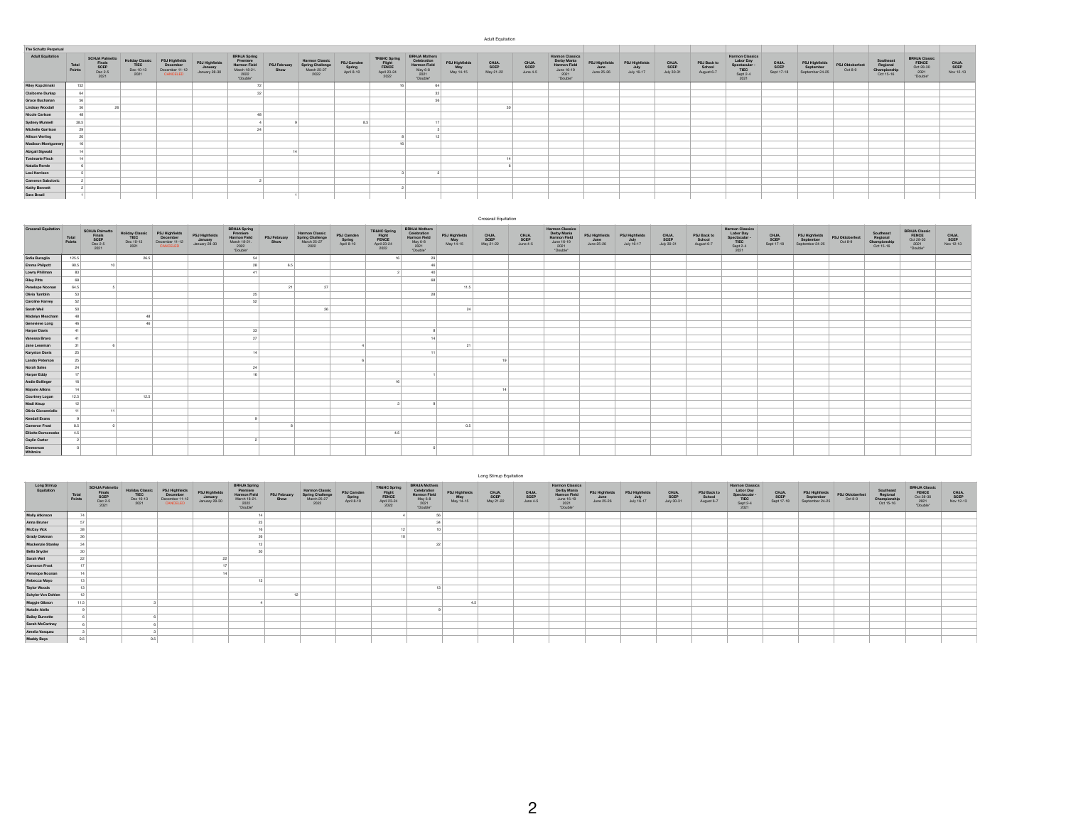## Adult Equitation

| The Schultz Perpetual | | | | | | | | | | | | | | | | | | | | | | | | | | |
|---|---|---|---|---|---|---|---|---|---|---|---|---|---|---|---|---|---|---|---|---|---|---|---|---|---|---|
| **Adult Equitation** | **Total Points** | **SCHJA Palmetto Finals SCEP** Dec 2-5 2021 | **Holiday Classic TIEC** Dec 10-13 2021 | **PSJ Highfields December** December 11-12 CANCELED | **PSJ Highfields January** January 28-30 | **BRHJA Spring Premiere Harmon Field** March 18-21, 2022 *Double* | **PSJ February Show** | **Harmon Classic Spring Challenge** March 25-27 2022 | **PSJ Camden Spring** April 8-10 | **TR&HC Spring Flight FENCE** April 23-24 2022 | **BRHJA Mothers Celebration Harmon Field** May 6-8 2021 *Double* | **PSJ Highfields May** May 14-15 | **CHJA SCEP** May 21-22 | **CHJA SCEP** June 4-5 | **Harmon Classics Derby Mania Harmon Field** June 16-19 2021 *Double* | **PSJ Highfields June** June 25-26 | **PSJ Highfields July** July 16-17 | **CHJA SCEP** July 30-31 | **PSJ Back to School** August 6-7 | **Harmon Classics Labor Day Spectacular - TIEC** Sept 2-4 2021 | **CHJA SCEP** Sept 17-18 | **PSJ Highfields September** September 24-25 | **PSJ Oktoberfest** Oct 8-9 | **Southeast Regional Championship** Oct 15-16 | **BRHJA Classic FENCE** Oct 28-30 2021 *Double* | **CHJA SCEP** Nov 12-13 |
| **Riley Kopchinski** | 152 | | | | | 72 | | | | 16 | 64 | | | | | | | | | | | | | | | |
| **Claiborne Dunlap** | 64 | | | | | 32 | | | | | 32 | | | | | | | | | | | | | | | |
| **Grace Buchanan** | 56 | | | | | | | | | | 56 | | | | | | | | | | | | | | | |
| **Lindsay Woodall** | 56 | 26 | | | | | | | | | | | 30 | | | | | | | | | | | | | |
| **Nicole Carlson** | 48 | | | | | 48 | | | | | | | | | | | | | | | | | | | | |
| **Sydney Munnell** | 38.5 | | | | | 4 | 9 | | 8.5 | | 17 | | | | | | | | | | | | | | | |
| **Michelle Garrison** | 29 | | | | | 24 | | | | | 5 | | | | | | | | | | | | | | | |
| **Allison Verling** | 20 | | | | | | | | | 8 | 12 | | | | | | | | | | | | | | | |
| **Madison Montgomery** | 16 | | | | | | | | | 16 | | | | | | | | | | | | | | | | |
| **Abigail Sigwald** | 14 | | | | | | 14 | | | | | | | | | | | | | | | | | | | |
| **Tonimarie Finch** | 14 | | | | | | | | | | | | 14 | | | | | | | | | | | | | |
| **Natalie Remle** | 6 | | | | | | | | | | | | 6 | | | | | | | | | | | | | |
| **Lexi Harrison** | 5 | | | | | | | | | 3 | 2 | | | | | | | | | | | | | | | |
| **Cameron Sabolovic** | 2 | | | | | 2 | | | | | | | | | | | | | | | | | | | | |
| **Kathy Bennett** | 2 | | | | | | | | | 2 | | | | | | | | | | | | | | | | |
| **Sara Brazil** | 1 | | | | | | 1 | | | | | | | | | | | | | | | | | | | |

## Crossrail Equitation

| **Crossrail Equitation** | **Total Points** | **SCHJA Palmetto Finals SCEP** Dec 2-5 2021 | **Holiday Classic TIEC** Dec 10-13 2021 | **PSJ Highfields December** December 11-12 CANCELED | **PSJ Highfields January** January 28-30 | **BRHJA Spring Premiere Harmon Field** March 18-21, 2022 *Double* | **PSJ February Show** | **Harmon Classic Spring Challenge** March 25-27 2022 | **PSJ Camden Spring** April 8-10 | **TR&HC Spring Flight FENCE** April 23-24 2022 | **BRHJA Mothers Celebration Harmon Field** May 6-8 2021 *Double* | **PSJ Highfields May** May 14-15 | **CHJA SCEP** May 21-22 | **CHJA SCEP** June 4-5 | **Harmon Classics Derby Mania Harmon Field** June 16-19 2021 *Double* | **PSJ Highfields June** June 25-26 | **PSJ Highfields July** July 16-17 | **CHJA SCEP** July 30-31 | **PSJ Back to School** August 6-7 | **Harmon Classics Labor Day Spectacular - TIEC** Sept 2-4 2021 | **CHJA SCEP** Sept 17-18 | **PSJ Highfields September** September 24-25 | **PSJ Oktoberfest** Oct 8-9 | **Southeast Regional Championship** Oct 15-16 | **BRHJA Classic FENCE** Oct 28-30 2021 *Double* | **CHJA SCEP** Nov 12-13 |
|---|---|---|---|---|---|---|---|---|---|---|---|---|---|---|---|---|---|---|---|---|---|---|---|---|---|---|
| **Sofia Buraglia** | 125.5 | | 26.5 | | | 54 | | | | 16 | 29 | | | | | | | | | | | | | | | |
| **Emma Philpott** | 90.5 | 10 | | | | 28 | 6.5 | | | | 46 | | | | | | | | | | | | | | | |
| **Lowry Phillman** | 83 | | | | | 41 | | | | 2 | 40 | | | | | | | | | | | | | | | |
| **Riley Pitts** | 68 | | | | | | | | | | 68 | | | | | | | | | | | | | | | |
| **Penelope Noonan** | 64.5 | 5 | | | | | 21 | 27 | | | | 11.5 | | | | | | | | | | | | | | |
| **Olivia Tumblin** | 53 | | | | | 25 | | | | | 28 | | | | | | | | | | | | | | | |
| **Caroline Harvey** | 52 | | | | | 52 | | | | | | | | | | | | | | | | | | | | |
| **Sarah Weil** | 50 | | | | | | | 26 | | | | 24 | | | | | | | | | | | | | | |
| **Madelyn Meacham** | 48 | | 48 | | | | | | | | | | | | | | | | | | | | | | | |
| **Genevieve Long** | 46 | | 46 | | | | | | | | | | | | | | | | | | | | | | | |
| **Harper Davis** | 41 | | | | | 33 | | | | | 8 | | | | | | | | | | | | | | | |
| **Vanessa Bravo** | 41 | | | | | 27 | | | | | 14 | | | | | | | | | | | | | | | |
| **Jane Leesman** | 31 | 6 | | | | | | | 4 | | | 21 | | | | | | | | | | | | | | |
| **Keyston Davis** | 25 | | | | | 14 | | | | | 11 | | | | | | | | | | | | | | | |
| **Landry Peterson** | 25 | | | | | | | | 6 | | | | 19 | | | | | | | | | | | | | |
| **Norah Sales** | 24 | | | | | 24 | | | | | | | | | | | | | | | | | | | | |
| **Harper Eddy** | 17 | | | | | 16 | | | | | 1 | | | | | | | | | | | | | | | |
| **Andie Bollinger** | 16 | | | | | | | | | 16 | | | | | | | | | | | | | | | | |
| **Majorie Atkins** | 14 | | | | | | | | | | | | 14 | | | | | | | | | | | | | |
| **Courtney Logan** | 12.5 | | 12.5 | | | | | | | | | | | | | | | | | | | | | | | |
| **Madi Alsup** | 12 | | | | | | | | | 3 | 9 | | | | | | | | | | | | | | | |
| **Olivia Giovanniello** | 11 | 11 | | | | | | | | | | | | | | | | | | | | | | | | |
| **Kendall Evans** | 9 | | | | | 9 | | | | | | | | | | | | | | | | | | | | |
| **Cameron Frost** | 8.5 | 0 | | | | | 8 | | | | | 0.5 | | | | | | | | | | | | | | |
| **Elliotte Domonceke** | 4.5 | | | | | | | | | 4.5 | | | | | | | | | | | | | | | | |
| **Caylin Carter** | 2 | | | | | 2 | | | | | | | | | | | | | | | | | | | | |
| **Emmerson Whitmire** | 0 | | | | | | | | | | 0 | | | | | | | | | | | | | | | |

## Long Stirrup Equitation

| **Long Stirrup Equitation** | **Total Points** | **SCHJA Palmetto Finals SCEP** Dec 2-5 2021 | **Holiday Classic TIEC** Dec 10-13 2021 | **PSJ Highfields December** December 11-12 CANCELED | **PSJ Highfields January** January 28-30 | **BRHJA Spring Premiere Harmon Field** March 18-21, 2022 *Double* | **PSJ February Show** | **Harmon Classic Spring Challenge** March 25-27 2022 | **PSJ Camden Spring** April 8-10 | **TR&HC Spring Flight FENCE** April 23-24 2022 | **BRHJA Mothers Celebration Harmon Field** May 6-8 2021 *Double* | **PSJ Highfields May** May 14-15 | **CHJA SCEP** May 21-22 | **CHJA SCEP** June 4-5 | **Harmon Classics Derby Mania Harmon Field** June 16-19 2021 *Double* | **PSJ Highfields June** June 25-26 | **PSJ Highfields July** July 16-17 | **CHJA SCEP** July 30-31 | **PSJ Back to School** August 6-7 | **Harmon Classics Labor Day Spectacular - TIEC** Sept 2-4 2021 | **CHJA SCEP** Sept 17-18 | **PSJ Highfields September** September 24-25 | **PSJ Oktoberfest** Oct 8-9 | **Southeast Regional Championship** Oct 15-16 | **BRHJA Classic FENCE** Oct 28-30 2021 *Double* | **CHJA SCEP** Nov 12-13 |
|---|---|---|---|---|---|---|---|---|---|---|---|---|---|---|---|---|---|---|---|---|---|---|---|---|---|---|
| **Molly Atkinson** | 74 | | | | | 14 | | | | 4 | 56 | | | | | | | | | | | | | | | |
| **Anna Bruner** | 57 | | | | | 23 | | | | | 34 | | | | | | | | | | | | | | | |
| **McCay Vick** | 38 | | | | | 16 | | | | 12 | 10 | | | | | | | | | | | | | | | |
| **Grady Oakman** | 36 | | | | | 26 | | | | 10 | | | | | | | | | | | | | | | | |
| **Mackenzie Stanley** | 34 | | | | | 12 | | | | | 22 | | | | | | | | | | | | | | | |
| **Bella Snyder** | 30 | | | | | 30 | | | | | | | | | | | | | | | | | | | | |
| **Sarah Weil** | 22 | | | | 22 | | | | | | | | | | | | | | | | | | | | | |
| **Cameron Frost** | 17 | | | | 17 | | | | | | | | | | | | | | | | | | | | | |
| **Penelope Noonan** | 14 | | | | 14 | | | | | | | | | | | | | | | | | | | | | |
| **Rebecca Mayo** | 13 | | | | | 13 | | | | | | | | | | | | | | | | | | | | |
| **Taylor Woods** | 13 | | | | | | | | | | 13 | | | | | | | | | | | | | | | |
| **Schyler Von Dohlen** | 12 | | | | | | 12 | | | | | | | | | | | | | | | | | | | |
| **Maggie Gibson** | 11.5 | | 3 | | | 4 | | | | | | 4.5 | | | | | | | | | | | | | | |
| **Natalie Aiello** | 9 | | | | | | | | | | 9 | | | | | | | | | | | | | | | |
| **Bailey Burnette** | 6 | | 6 | | | | | | | | | | | | | | | | | | | | | | | |
| **Sarah McCartney** | 6 | | 6 | | | | | | | | | | | | | | | | | | | | | | | |
| **Amelia Vasquez** | 3 | | 3 | | | | | | | | | | | | | | | | | | | | | | | |
| **Maddy Bays** | 0.5 | | 0.5 | | | | | | | | | | | | | | | | | | | | | | | |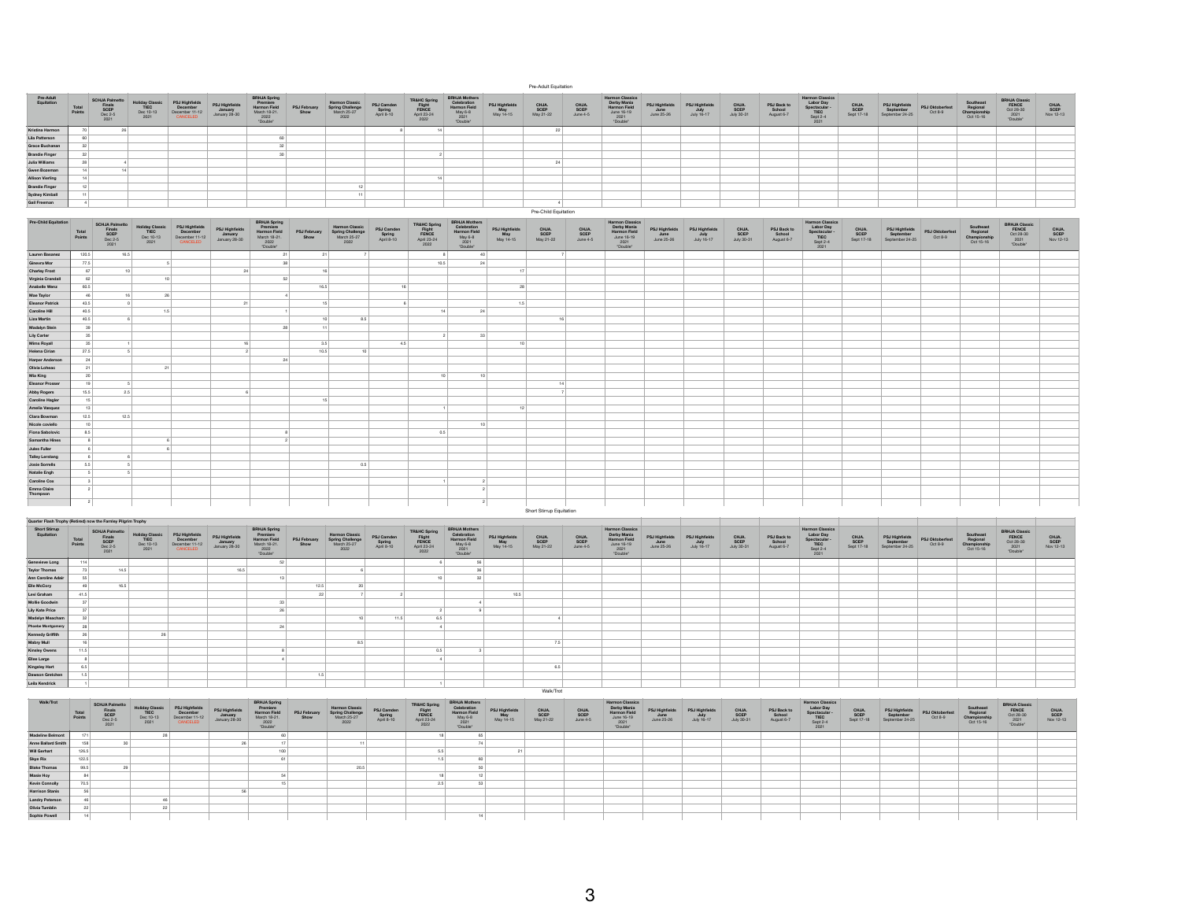## Pre-Adult Equitation

| Pre-Adult Equitation | Total Points | SCHJA Palmetto Finals SCEP Dec 2-5 2021 | Holiday Classic TIEC Dec 10-13 2021 | PSJ Highfields December December 11-12 CANCELED | PSJ Highfields January January 28-30 | BRHJA Spring Premiere Harmon Field March 18-21, 2022 *Double* | PSJ February Show | Harmon Classic Spring Challenge March 25-27 2022 | PSJ Camden Spring April 8-10 | TR&HC Spring Flight FENCE April 23-24 2022 | BRHJA Mothers Celebration Harmon Field May 6-8 2021 *Double* | PSJ Highfields May May 14-15 | CHJA SCEP May 21-22 | CHJA SCEP June 4-5 | Harmon Classics Derby Mania Harmon Field June 16-19 2021 *Double* | PSJ Highfields June June 25-26 | PSJ Highfields July July 16-17 | CHJA SCEP July 30-31 | PSJ Back to School August 6-7 | Harmon Classics Labor Day Spectacular - TIEC Sept 2-4 2021 | CHJA SCEP Sept 17-18 | PSJ Highfields September September 24-25 | PSJ Oktoberfest Oct 8-9 | Southeast Regional Championship Oct 15-16 | BRHJA Classic FENCE Oct 28-30 2021 *Double* | CHJA SCEP Nov 12-13 |
|---|---|---|---|---|---|---|---|---|---|---|---|---|---|---|---|---|---|---|---|---|---|---|---|---|---|---|
| Kristina Harmon | 70 | 26 | | | | | | | 8 | 14 | | | 22 | | | | | | | | | | | | | |
| Lila Patterson | 60 | | | | | 60 | | | | | | | | | | | | | | | | | | | | |
| Grace Buchanan | 32 | | | | | 32 | | | | | | | | | | | | | | | | | | | | |
| Brandie Finger | 32 | | | | | 30 | | | | 2 | | | | | | | | | | | | | | | | |
| Julia Williams | 28 | 4 | | | | | | | | | | | 24 | | | | | | | | | | | | | |
| Gwen Bozeman | 14 | 14 | | | | | | | | | | | | | | | | | | | | | | | | |
| Allison Vierling | 14 | | | | | | | | | 14 | | | | | | | | | | | | | | | | |
| Brandie Finger | 12 | | | | | | | 12 | | | | | | | | | | | | | | | | | | |
| Sydney Kimball | 11 | | | | | | | 11 | | | | | | | | | | | | | | | | | | |
| Gail Freeman | 4 | | | | | | | | | | | | 4 | | | | | | | | | | | | | |

## Pre-Child Equitation

| Pre-Child Equitation | Total Points | SCHJA Palmetto Finals SCEP Dec 2-5 2021 | Holiday Classic TIEC Dec 10-13 2021 | PSJ Highfields December December 11-12 CANCELED | PSJ Highfields January January 28-30 | BRHJA Spring Premiere Harmon Field March 18-21, 2022 *Double* | PSJ February Show | Harmon Classic Spring Challenge March 25-27 2022 | PSJ Camden Spring April 8-10 | TR&HC Spring Flight FENCE April 23-24 2022 | BRHJA Mothers Celebration Harmon Field May 6-8 2021 *Double* | PSJ Highfields May May 14-15 | CHJA SCEP May 21-22 | CHJA SCEP June 4-5 | Harmon Classics Derby Mania Harmon Field June 16-19 2021 *Double* | PSJ Highfields June June 25-26 | PSJ Highfields July July 16-17 | CHJA SCEP July 30-31 | PSJ Back to School August 6-7 | Harmon Classics Labor Day Spectacular - TIEC Sept 2-4 2021 | CHJA SCEP Sept 17-18 | PSJ Highfields September September 24-25 | PSJ Oktoberfest Oct 8-9 | Southeast Regional Championship Oct 15-16 | BRHJA Classic FENCE Oct 28-30 2021 *Double* | CHJA SCEP Nov 12-13 |
|---|---|---|---|---|---|---|---|---|---|---|---|---|---|---|---|---|---|---|---|---|---|---|---|---|---|---|
| Lauren Bassnez | 120.5 | 16.5 | | | | 21 | 21 | 7 | | 8 | 40 | | 7 | | | | | | | | | | | | | |
| Geneva Mor | 77.5 | | 5 | | | 38 | | | | 10.5 | 24 | | | | | | | | | | | | | | | |
| Charley Frost | 67 | 10 | | | 24 | | 16 | | | | | 17 | | | | | | | | | | | | | | |
| Virginia Crandall | 62 | | 10 | | | 52 | | | | | | | | | | | | | | | | | | | | |
| Anabelle Wenz | 60.5 | | | | | | 16.5 | | 16 | | | 28 | | | | | | | | | | | | | | |
| Mae Taylor | 46 | 16 | 26 | | | 4 | | | | | | | | | | | | | | | | | | | | |
| Eleanor Patrick | 43.5 | 0 | | | 21 | | 15 | | 6 | | | 1.5 | | | | | | | | | | | | | | |
| Caroline Hill | 40.5 | | 1.5 | | | 1 | | | | 14 | 24 | | | | | | | | | | | | | | | |
| Liza Martin | 40.5 | 6 | | | | | 10 | 8.5 | | | | | 16 | | | | | | | | | | | | | |
| Madelyn Stein | 39 | | | | | 28 | 11 | | | | | | | | | | | | | | | | | | | |
| Lily Carter | 35 | | | | | | | | | 2 | 33 | | | | | | | | | | | | | | | |
| Mims Royall | 35 | 1 | | | 16 | | 3.5 | | 4.5 | | | 10 | | | | | | | | | | | | | | |
| Helena Cirian | 27.5 | 5 | | | 2 | | 10.5 | 10 | | | | | | | | | | | | | | | | | | |
| Harper Anderson | 24 | | | | | 24 | | | | | | | | | | | | | | | | | | | | |
| Olivia Lohenac | 21 | | 21 | | | | | | | | | | | | | | | | | | | | | | | |
| Mia King | 20 | | | | | | | | | 10 | 10 | | | | | | | | | | | | | | | |
| Eleanor Prosser | 19 | 5 | | | | | | | | | | | 14 | | | | | | | | | | | | | |
| Abby Rogers | 15.5 | 2.5 | | | 6 | | | | | | | | 7 | | | | | | | | | | | | | |
| Caroline Hagler | 15 | | | | | | 15 | | | | | | | | | | | | | | | | | | | |
| Amelia Vasquez | 13 | | | | | | | | | 1 | | 12 | | | | | | | | | | | | | | |
| Clara Bowman | 12.5 | 12.5 | | | | | | | | | | | | | | | | | | | | | | | | |
| Nicole coviello | 10 | | | | | | | | | | 10 | | | | | | | | | | | | | | | |
| Fiona Sabolovic | 8.5 | | | | | 8 | | | | 0.5 | | | | | | | | | | | | | | | | |
| Samantha Hines | 8 | | 6 | | | 2 | | | | | | | | | | | | | | | | | | | | |
| Jules Fuller | 6 | | 6 | | | | | | | | | | | | | | | | | | | | | | | |
| Talley Lerstang | 6 | 6 | | | | | | | | | | | | | | | | | | | | | | | | |
| Josie Sorrells | 5.5 | 5 | | | | | | 0.5 | | | | | | | | | | | | | | | | | | |
| Natalie Engh | 5 | 5 | | | | | | | | | | | | | | | | | | | | | | | | |
| Caroline Cox | 3 | | | | | | | | | 1 | 2 | | | | | | | | | | | | | | | |
| Emma Claire Thompson | 2 | | | | | | | | | | 2 | | | | | | | | | | | | | | | |
| | 2 | | | | | | | | | | 2 | | | | | | | | | | | | | | | |

## Short Stirrup Equitation

Quarter Flash Trophy (Retired) now the Farnley Pilgrim Trophy

| Short Stirrup Equitation | Total Points | SCHJA Palmetto Finals SCEP Dec 2-5 2021 | Holiday Classic TIEC Dec 10-13 2021 | PSJ Highfields December December 11-12 CANCELED | PSJ Highfields January January 28-30 | BRHJA Spring Premiere Harmon Field March 18-21, 2022 *Double* | PSJ February Show | Harmon Classic Spring Challenge March 25-27 2022 | PSJ Camden Spring April 8-10 | TR&HC Spring Flight FENCE April 23-24 2022 | BRHJA Mothers Celebration Harmon Field May 6-8 2021 *Double* | PSJ Highfields May May 14-15 | CHJA SCEP May 21-22 | CHJA SCEP June 4-5 | Harmon Classics Derby Mania Harmon Field June 16-19 2021 *Double* | PSJ Highfields June June 25-26 | PSJ Highfields July July 16-17 | CHJA SCEP July 30-31 | PSJ Back to School August 6-7 | Harmon Classics Labor Day Spectacular - TIEC Sept 2-4 2021 | CHJA SCEP Sept 17-18 | PSJ Highfields September September 24-25 | PSJ Oktoberfest Oct 8-9 | Southeast Regional Championship Oct 15-16 | BRHJA Classic FENCE Oct 28-30 2021 *Double* | CHJA SCEP Nov 12-13 |
|---|---|---|---|---|---|---|---|---|---|---|---|---|---|---|---|---|---|---|---|---|---|---|---|---|---|---|
| Genevieve Long | 114 | | | | | 52 | | | | 6 | 56 | | | | | | | | | | | | | | | |
| Taylor Thomas | 73 | 14.5 | | | 16.5 | | | 6 | | | 36 | | | | | | | | | | | | | | | |
| Ann Caroline Adair | 55 | | | | | 13 | | | | 10 | 32 | | | | | | | | | | | | | | | |
| Elle McCory | 49 | 16.5 | | | | | 12.5 | 20 | | | | | | | | | | | | | | | | | | |
| Lexi Graham | 41.5 | | | | | | 22 | 7 | 2 | | | 10.5 | | | | | | | | | | | | | | |
| Mollie Goodwin | 37 | | | | | 33 | | | | | 4 | | | | | | | | | | | | | | | |
| Lily Kate Price | 37 | | | | | 26 | | | | 2 | 9 | | | | | | | | | | | | | | | |
| Madelyn Meacham | 32 | | | | | | | 10 | 11.5 | 6.5 | | | 4 | | | | | | | | | | | | | |
| Phoebe Montgomery | 28 | | | | | 24 | | | | 4 | | | | | | | | | | | | | | | | |
| Kennedy Griffith | 26 | | 26 | | | | | | | | | | | | | | | | | | | | | | | |
| Mabry Mull | 16 | | | | | | | 8.5 | | | | | 7.5 | | | | | | | | | | | | | |
| Kinsley Owens | 11.5 | | | | | 8 | | | | 0.5 | 3 | | | | | | | | | | | | | | | |
| Elise Large | 8 | | | | | 4 | | | | 4 | | | | | | | | | | | | | | | | |
| Kingsley Hart | 6.5 | | | | | | | | | | | | 6.5 | | | | | | | | | | | | | |
| Dawson Gretchen | 1.5 | | | | | | 1.5 | | | | | | | | | | | | | | | | | | | |
| Leila Kendrick | 1 | | | | | | | | | 1 | | | | | | | | | | | | | | | | |

## Walk/Trot

| Walk/Trot | Total Points | SCHJA Palmetto Finals SCEP Dec 2-5 2021 | Holiday Classic TIEC Dec 10-13 2021 | PSJ Highfields December December 11-12 CANCELED | PSJ Highfields January January 28-30 | BRHJA Spring Premiere Harmon Field March 18-21, 2022 *Double* | PSJ February Show | Harmon Classic Spring Challenge March 25-27 2022 | PSJ Camden Spring April 8-10 | TR&HC Spring Flight FENCE April 23-24 2022 | BRHJA Mothers Celebration Harmon Field May 6-8 2021 *Double* | PSJ Highfields May May 14-15 | CHJA SCEP May 21-22 | CHJA SCEP June 4-5 | Harmon Classics Derby Mania Harmon Field June 16-19 2021 *Double* | PSJ Highfields June June 25-26 | PSJ Highfields July July 16-17 | CHJA SCEP July 30-31 | PSJ Back to School August 6-7 | Harmon Classics Labor Day Spectacular - TIEC Sept 2-4 2021 | CHJA SCEP Sept 17-18 | PSJ Highfields September September 24-25 | PSJ Oktoberfest Oct 8-9 | Southeast Regional Championship Oct 15-16 | BRHJA Classic FENCE Oct 28-30 2021 *Double* | CHJA SCEP Nov 12-13 |
|---|---|---|---|---|---|---|---|---|---|---|---|---|---|---|---|---|---|---|---|---|---|---|---|---|---|---|
| Madeline Belmont | 171 | | 28 | | | 60 | | | | 18 | 65 | | | | | | | | | | | | | | | |
| Anne Ballard Smith | 158 | 30 | | | 26 | 17 | | 11 | | | 74 | | | | | | | | | | | | | | | |
| Will Gerhart | 126.5 | | | | | 100 | | | | 5.5 | | 21 | | | | | | | | | | | | | | |
| Skye Rix | 122.5 | | | | | 61 | | | | 1.5 | 60 | | | | | | | | | | | | | | | |
| Blake Thomas | 99.5 | 29 | | | | | | 20.5 | | | 50 | | | | | | | | | | | | | | | |
| Masie Hoy | 84 | | | | | 54 | | | | 18 | 12 | | | | | | | | | | | | | | | |
| Kevin Connolly | 70.5 | | | | | 15 | | | | 2.5 | 53 | | | | | | | | | | | | | | | |
| Harrison Stanis | 56 | | | | 56 | | | | | | | | | | | | | | | | | | | | | |
| Landry Peterson | 46 | | 46 | | | | | | | | | | | | | | | | | | | | | | | |
| Olivia Tumblin | 22 | | 22 | | | | | | | | | | | | | | | | | | | | | | | |
| Sophie Powell | 14 | | | | | | | | | | 14 | | | | | | | | | | | | | | | |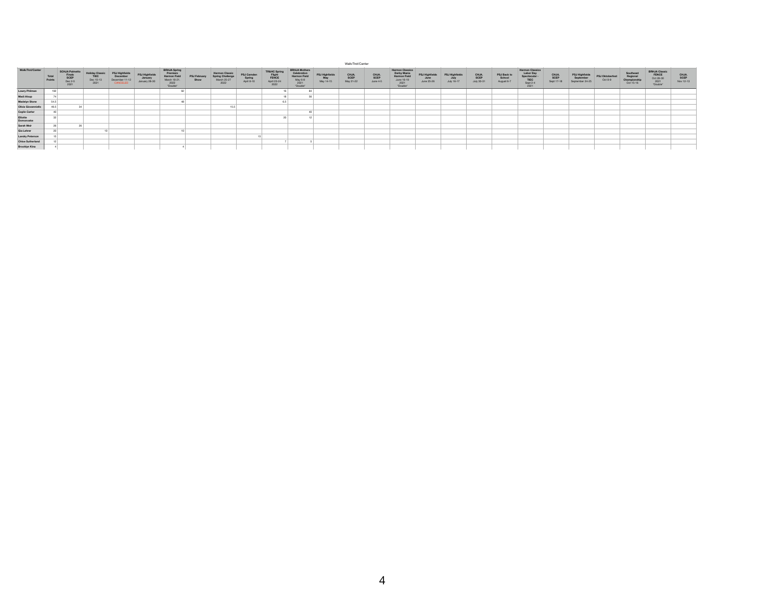Walk/Trot/Canter

| Walk/Trot/Canter | Total Points | SCHJA Palmetto Finals SCEP Dec 2-5 2021 | Holiday Classic TIEC Dec 10-13 2021 | PSJ Highfields December December 11-12 CANCELED | PSJ Highfields January January 29-30 | BRHJA Spring Premiere Harmon Field March 18-21, 2022 *Double* | PSJ February Show | Harmon Classic Spring Challenge March 25-27 2022 | PSJ Camden Spring April 8-10 | TR&HC Spring Flight FENCE April 23-24 2022 | BRHJA Mothers Celebration Harmon Field May 6-8 2021 *Double* | PSJ Highfields May May 14-15 | CHJA SCEP May 21-22 | CHJA SCEP June 4-5 | Harmon Classics Derby Mania Harmon Field June 16-19 2021 *Double* | PSJ Highfields June June 25-26 | PSJ Highfields July July 16-17 | CHJA SCEP July 30-31 | PSJ Back to School August 6-7 | Harmon Classics Labor Day Spectacular - TIEC Sept 2-4 2021 | CHJA SCEP Sept 17-18 | PSJ Highfields September September 24-25 | PSJ Oktoberfest Oct 8-9 | Southeast Regional Championship Oct 15-16 | BRHJA Classic FENCE Oct 28-30 2021 *Double* | CHJA SCEP Nov 12-13 |
|---|---|---|---|---|---|---|---|---|---|---|---|---|---|---|---|---|---|---|---|---|---|---|---|---|---|---|
| Lowry Philman | 192 | | | | | 92 | | | | 16 | 84 | | | | | | | | | | | | | | | |
| Madi Alsup | 74 | | | | | | | | | 18 | 56 | | | | | | | | | | | | | | | |
| Madelyn Stone | 54.5 | | | | | 48 | | | | 6.5 | | | | | | | | | | | | | | | | |
| Olivia Giovanniello | 49.5 | 34 | | | | | | 15.5 | | | | | | | | | | | | | | | | | | |
| Caylin Carter | 40 | | | | | | | | | | 40 | | | | | | | | | | | | | | | |
| Elliotte Dominoske | 32 | | | | | | | | | 20 | 12 | | | | | | | | | | | | | | | |
| Sarah Weir | 26 | 26 | | | | | | | | | | | | | | | | | | | | | | | | |
| Gia Lehrer | 20 | | 10 | | | 10 | | | | | | | | | | | | | | | | | | | | |
| Landry Peterson | 15 | | | | | | | | 15 | | | | | | | | | | | | | | | | | |
| Chloe Sutherland | 12 | | | | | | | | | 7 | 5 | | | | | | | | | | | | | | | |
| Brooklyn Kins | 4 | | | | | 4 | | | | | | | | | | | | | | | | | | | | |